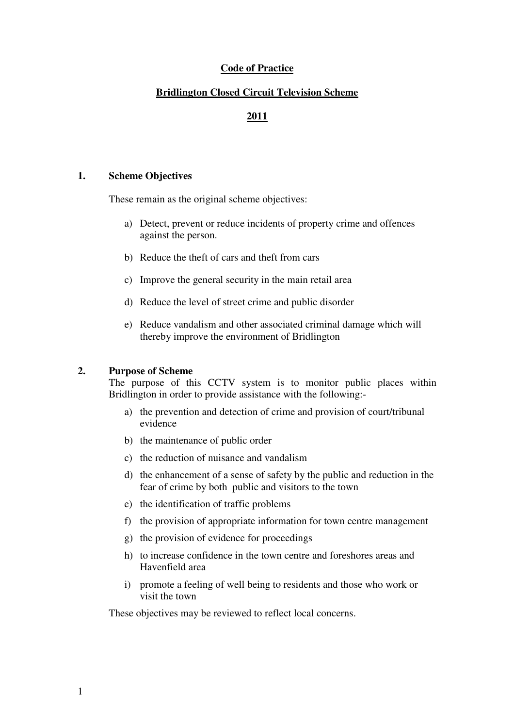# Code of Practice

## Bridlington Closed Circuit Television Scheme

## 2011

### 1. Scheme Objectives

These remain as the original scheme objectives:

a) Detect, prevent or reduce incidents of property crime and offences against the person.

b) Reduce the theft of cars and theft from cars

c) Improve the general security in the main retail area

d) Reduce the level of street crime and public disorder

e) Reduce vandalism and other associated criminal damage which will thereby improve the environment of Bridlington

### 2. Purpose of Scheme

The purpose of this CCTV system is to monitor public places within Bridlington in order to provide assistance with the following:-

a) the prevention and detection of crime and provision of court/tribunal evidence

b) the maintenance of public order

c) the reduction of nuisance and vandalism

d) the enhancement of a sense of safety by the public and reduction in the fear of crime by both public and visitors to the town

e) the identification of traffic problems

f) the provision of appropriate information for town centre management

g) the provision of evidence for proceedings

h) to increase confidence in the town centre and foreshores areas and Havenfield area

i) promote a feeling of well being to residents and those who work or visit the town

These objectives may be reviewed to reflect local concerns.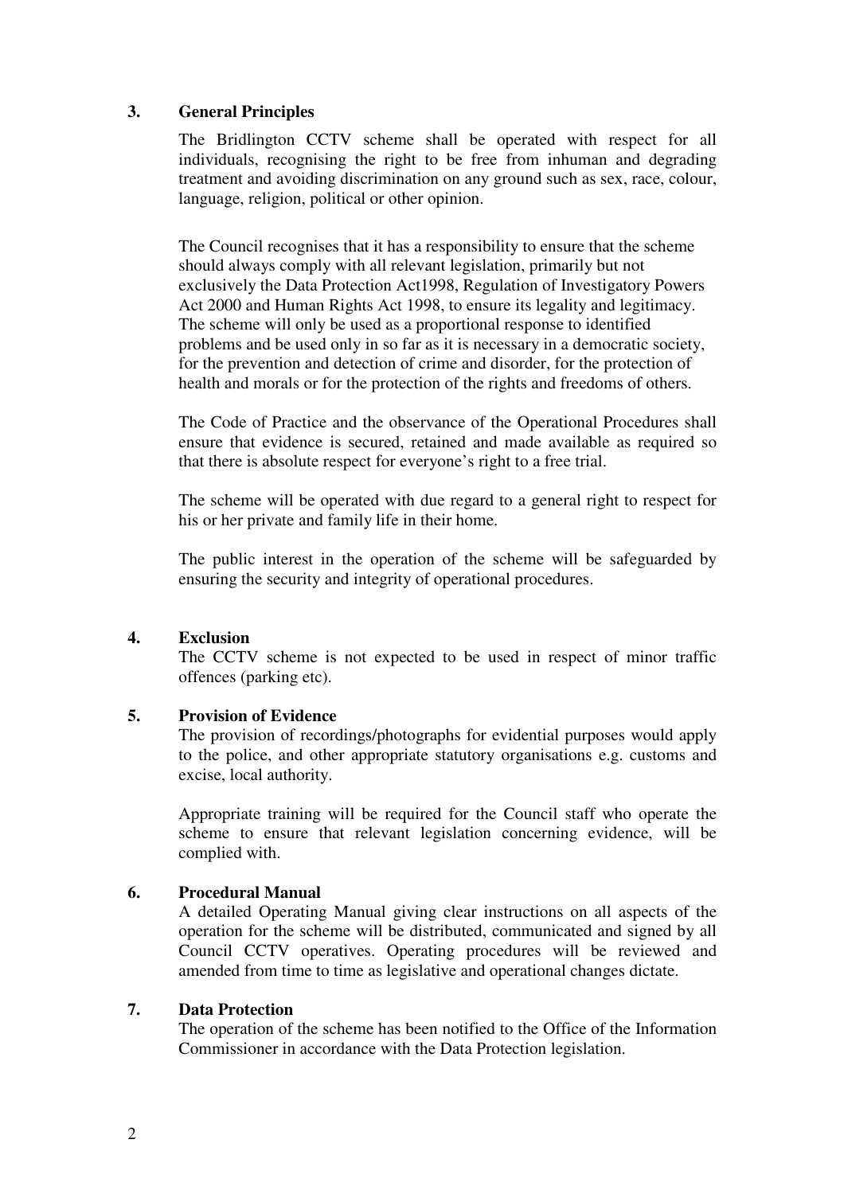## 3. General Principles

The Bridlington CCTV scheme shall be operated with respect for all individuals, recognising the right to be free from inhuman and degrading treatment and avoiding discrimination on any ground such as sex, race, colour, language, religion, political or other opinion.

The Council recognises that it has a responsibility to ensure that the scheme should always comply with all relevant legislation, primarily but not exclusively the Data Protection Act1998, Regulation of Investigatory Powers Act 2000 and Human Rights Act 1998, to ensure its legality and legitimacy. The scheme will only be used as a proportional response to identified problems and be used only in so far as it is necessary in a democratic society, for the prevention and detection of crime and disorder, for the protection of health and morals or for the protection of the rights and freedoms of others.

The Code of Practice and the observance of the Operational Procedures shall ensure that evidence is secured, retained and made available as required so that there is absolute respect for everyone's right to a free trial.

The scheme will be operated with due regard to a general right to respect for his or her private and family life in their home.

The public interest in the operation of the scheme will be safeguarded by ensuring the security and integrity of operational procedures.

## 4. Exclusion

The CCTV scheme is not expected to be used in respect of minor traffic offences (parking etc).

## 5. Provision of Evidence

The provision of recordings/photographs for evidential purposes would apply to the police, and other appropriate statutory organisations e.g. customs and excise, local authority.

Appropriate training will be required for the Council staff who operate the scheme to ensure that relevant legislation concerning evidence, will be complied with.

## 6. Procedural Manual

A detailed Operating Manual giving clear instructions on all aspects of the operation for the scheme will be distributed, communicated and signed by all Council CCTV operatives. Operating procedures will be reviewed and amended from time to time as legislative and operational changes dictate.

## 7. Data Protection

The operation of the scheme has been notified to the Office of the Information Commissioner in accordance with the Data Protection legislation.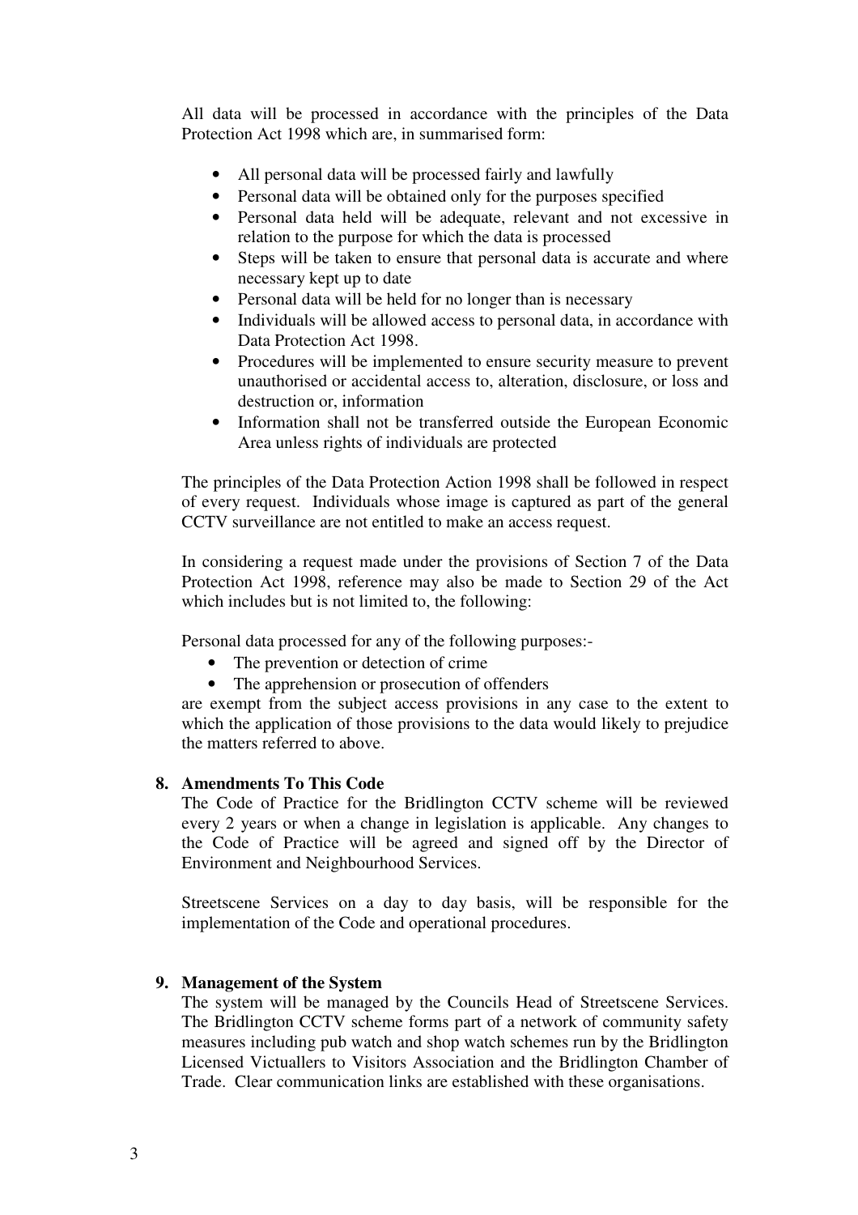All data will be processed in accordance with the principles of the Data Protection Act 1998 which are, in summarised form:

- All personal data will be processed fairly and lawfully
- Personal data will be obtained only for the purposes specified
- Personal data held will be adequate, relevant and not excessive in relation to the purpose for which the data is processed
- Steps will be taken to ensure that personal data is accurate and where necessary kept up to date
- Personal data will be held for no longer than is necessary
- Individuals will be allowed access to personal data, in accordance with Data Protection Act 1998.
- Procedures will be implemented to ensure security measure to prevent unauthorised or accidental access to, alteration, disclosure, or loss and destruction or, information
- Information shall not be transferred outside the European Economic Area unless rights of individuals are protected

The principles of the Data Protection Action 1998 shall be followed in respect of every request. Individuals whose image is captured as part of the general CCTV surveillance are not entitled to make an access request.

In considering a request made under the provisions of Section 7 of the Data Protection Act 1998, reference may also be made to Section 29 of the Act which includes but is not limited to, the following:

Personal data processed for any of the following purposes:-

- The prevention or detection of crime
- The apprehension or prosecution of offenders

are exempt from the subject access provisions in any case to the extent to which the application of those provisions to the data would likely to prejudice the matters referred to above.

## 8. Amendments To This Code

The Code of Practice for the Bridlington CCTV scheme will be reviewed every 2 years or when a change in legislation is applicable. Any changes to the Code of Practice will be agreed and signed off by the Director of Environment and Neighbourhood Services.

Streetscene Services on a day to day basis, will be responsible for the implementation of the Code and operational procedures.

## 9. Management of the System

The system will be managed by the Councils Head of Streetscene Services. The Bridlington CCTV scheme forms part of a network of community safety measures including pub watch and shop watch schemes run by the Bridlington Licensed Victuallers to Visitors Association and the Bridlington Chamber of Trade. Clear communication links are established with these organisations.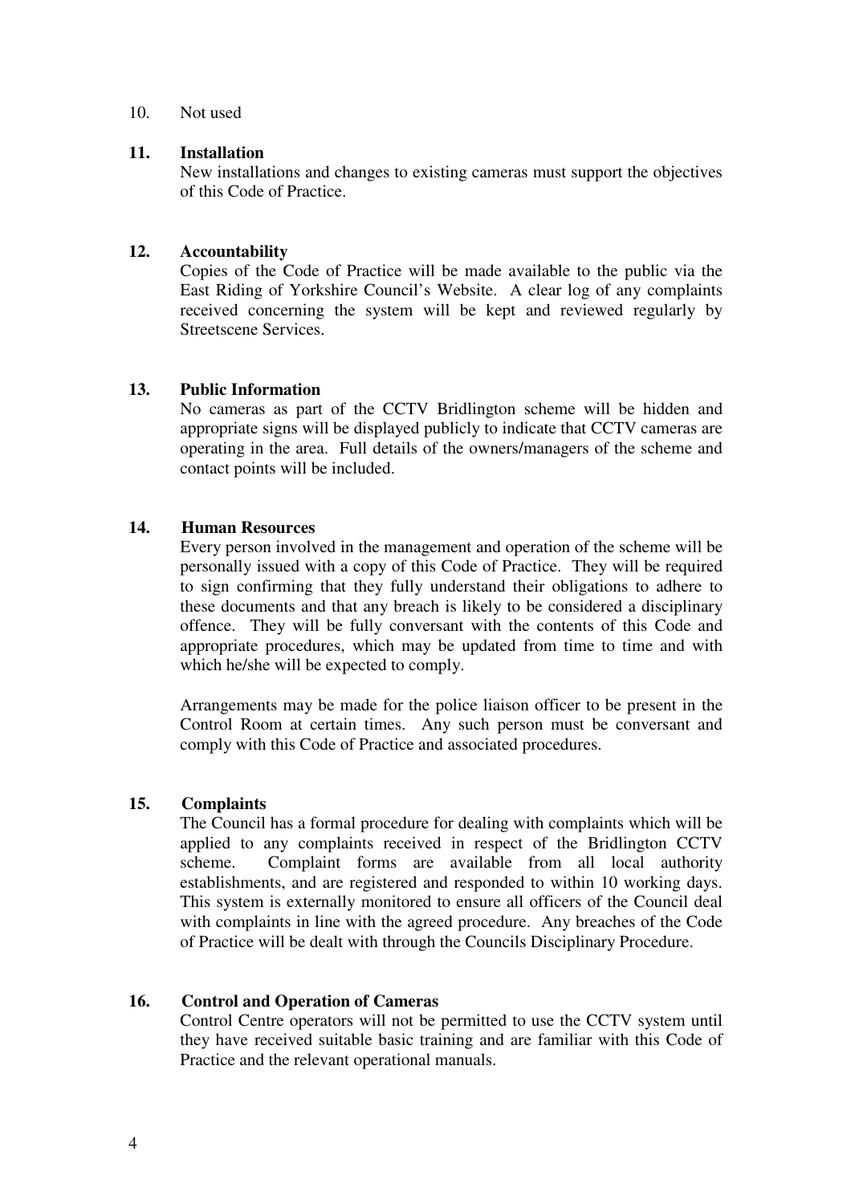10. Not used

**11. Installation**

New installations and changes to existing cameras must support the objectives of this Code of Practice.

**12. Accountability**

Copies of the Code of Practice will be made available to the public via the East Riding of Yorkshire Council's Website. A clear log of any complaints received concerning the system will be kept and reviewed regularly by Streetscene Services.

**13. Public Information**

No cameras as part of the CCTV Bridlington scheme will be hidden and appropriate signs will be displayed publicly to indicate that CCTV cameras are operating in the area. Full details of the owners/managers of the scheme and contact points will be included.

**14. Human Resources**

Every person involved in the management and operation of the scheme will be personally issued with a copy of this Code of Practice. They will be required to sign confirming that they fully understand their obligations to adhere to these documents and that any breach is likely to be considered a disciplinary offence. They will be fully conversant with the contents of this Code and appropriate procedures, which may be updated from time to time and with which he/she will be expected to comply.

Arrangements may be made for the police liaison officer to be present in the Control Room at certain times. Any such person must be conversant and comply with this Code of Practice and associated procedures.

**15. Complaints**

The Council has a formal procedure for dealing with complaints which will be applied to any complaints received in respect of the Bridlington CCTV scheme. Complaint forms are available from all local authority establishments, and are registered and responded to within 10 working days. This system is externally monitored to ensure all officers of the Council deal with complaints in line with the agreed procedure. Any breaches of the Code of Practice will be dealt with through the Councils Disciplinary Procedure.

**16. Control and Operation of Cameras**

Control Centre operators will not be permitted to use the CCTV system until they have received suitable basic training and are familiar with this Code of Practice and the relevant operational manuals.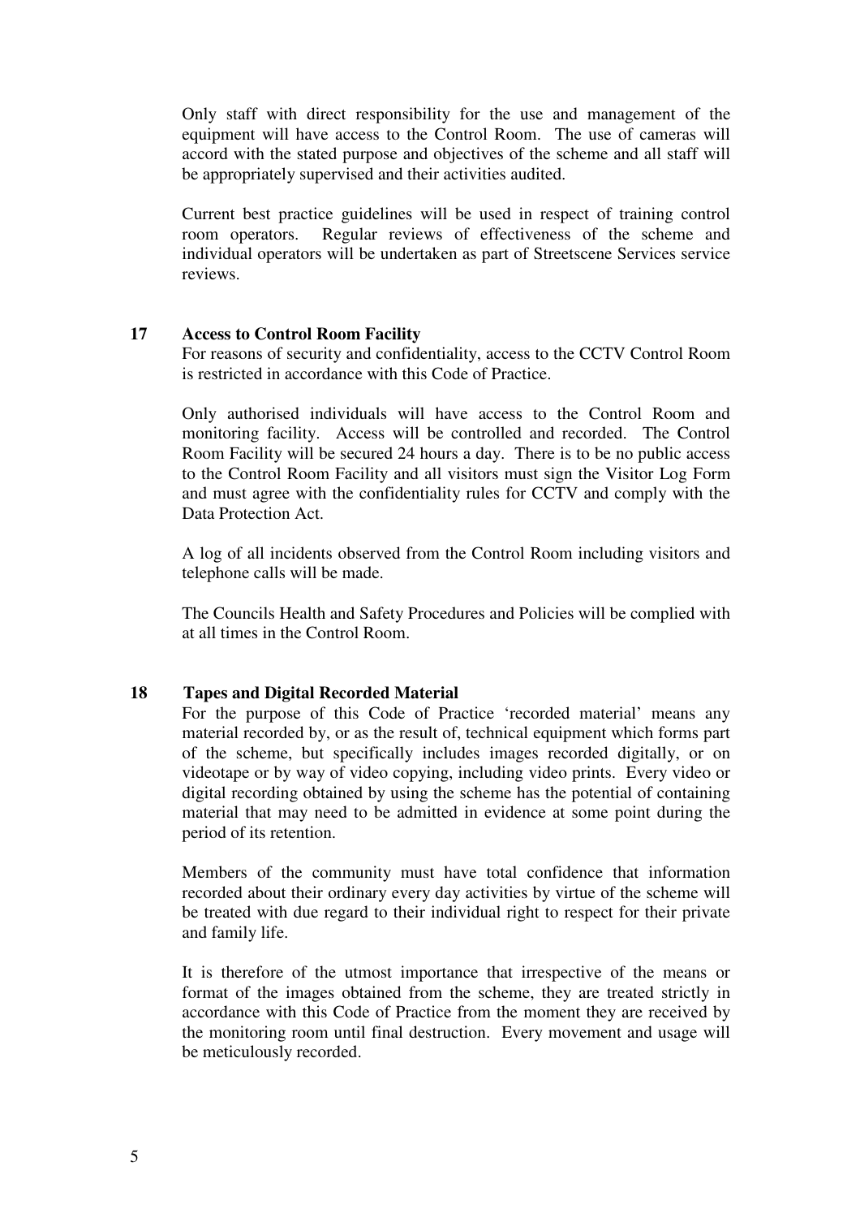Only staff with direct responsibility for the use and management of the equipment will have access to the Control Room. The use of cameras will accord with the stated purpose and objectives of the scheme and all staff will be appropriately supervised and their activities audited.

Current best practice guidelines will be used in respect of training control room operators. Regular reviews of effectiveness of the scheme and individual operators will be undertaken as part of Streetscene Services service reviews.

## 17 Access to Control Room Facility

For reasons of security and confidentiality, access to the CCTV Control Room is restricted in accordance with this Code of Practice.

Only authorised individuals will have access to the Control Room and monitoring facility. Access will be controlled and recorded. The Control Room Facility will be secured 24 hours a day. There is to be no public access to the Control Room Facility and all visitors must sign the Visitor Log Form and must agree with the confidentiality rules for CCTV and comply with the Data Protection Act.

A log of all incidents observed from the Control Room including visitors and telephone calls will be made.

The Councils Health and Safety Procedures and Policies will be complied with at all times in the Control Room.

## 18 Tapes and Digital Recorded Material

For the purpose of this Code of Practice 'recorded material' means any material recorded by, or as the result of, technical equipment which forms part of the scheme, but specifically includes images recorded digitally, or on videotape or by way of video copying, including video prints. Every video or digital recording obtained by using the scheme has the potential of containing material that may need to be admitted in evidence at some point during the period of its retention.

Members of the community must have total confidence that information recorded about their ordinary every day activities by virtue of the scheme will be treated with due regard to their individual right to respect for their private and family life.

It is therefore of the utmost importance that irrespective of the means or format of the images obtained from the scheme, they are treated strictly in accordance with this Code of Practice from the moment they are received by the monitoring room until final destruction. Every movement and usage will be meticulously recorded.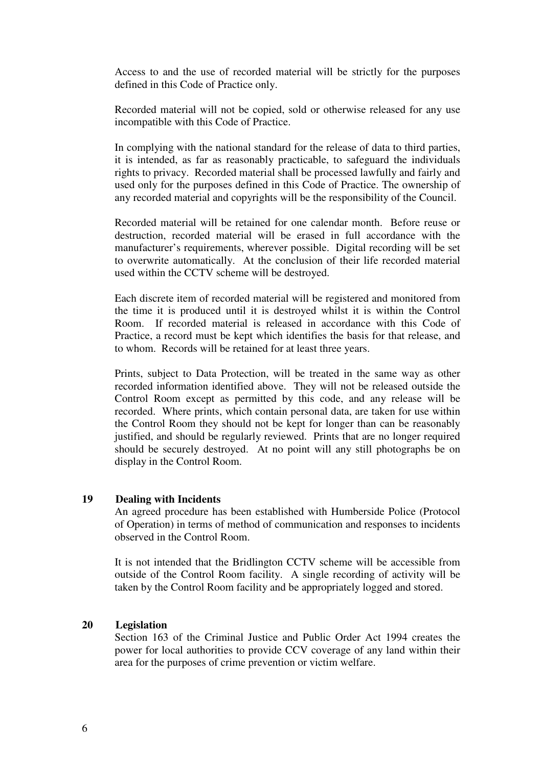Access to and the use of recorded material will be strictly for the purposes defined in this Code of Practice only.

Recorded material will not be copied, sold or otherwise released for any use incompatible with this Code of Practice.

In complying with the national standard for the release of data to third parties, it is intended, as far as reasonably practicable, to safeguard the individuals rights to privacy. Recorded material shall be processed lawfully and fairly and used only for the purposes defined in this Code of Practice. The ownership of any recorded material and copyrights will be the responsibility of the Council.

Recorded material will be retained for one calendar month. Before reuse or destruction, recorded material will be erased in full accordance with the manufacturer's requirements, wherever possible. Digital recording will be set to overwrite automatically. At the conclusion of their life recorded material used within the CCTV scheme will be destroyed.

Each discrete item of recorded material will be registered and monitored from the time it is produced until it is destroyed whilst it is within the Control Room. If recorded material is released in accordance with this Code of Practice, a record must be kept which identifies the basis for that release, and to whom. Records will be retained for at least three years.

Prints, subject to Data Protection, will be treated in the same way as other recorded information identified above. They will not be released outside the Control Room except as permitted by this code, and any release will be recorded. Where prints, which contain personal data, are taken for use within the Control Room they should not be kept for longer than can be reasonably justified, and should be regularly reviewed. Prints that are no longer required should be securely destroyed. At no point will any still photographs be on display in the Control Room.

## 19 Dealing with Incidents

An agreed procedure has been established with Humberside Police (Protocol of Operation) in terms of method of communication and responses to incidents observed in the Control Room.

It is not intended that the Bridlington CCTV scheme will be accessible from outside of the Control Room facility. A single recording of activity will be taken by the Control Room facility and be appropriately logged and stored.

## 20 Legislation

Section 163 of the Criminal Justice and Public Order Act 1994 creates the power for local authorities to provide CCV coverage of any land within their area for the purposes of crime prevention or victim welfare.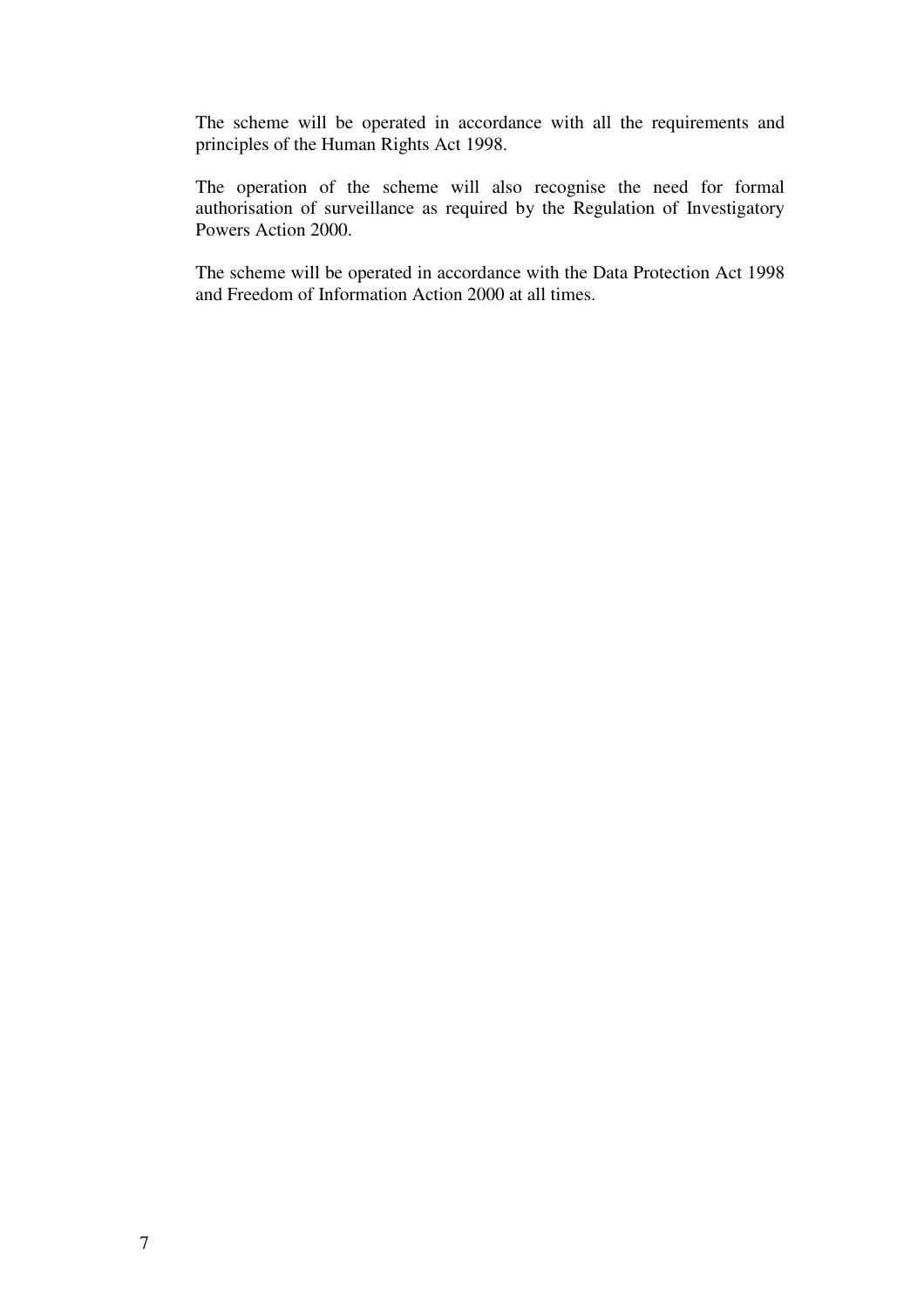The scheme will be operated in accordance with all the requirements and principles of the Human Rights Act 1998.

The operation of the scheme will also recognise the need for formal authorisation of surveillance as required by the Regulation of Investigatory Powers Action 2000.

The scheme will be operated in accordance with the Data Protection Act 1998 and Freedom of Information Action 2000 at all times.